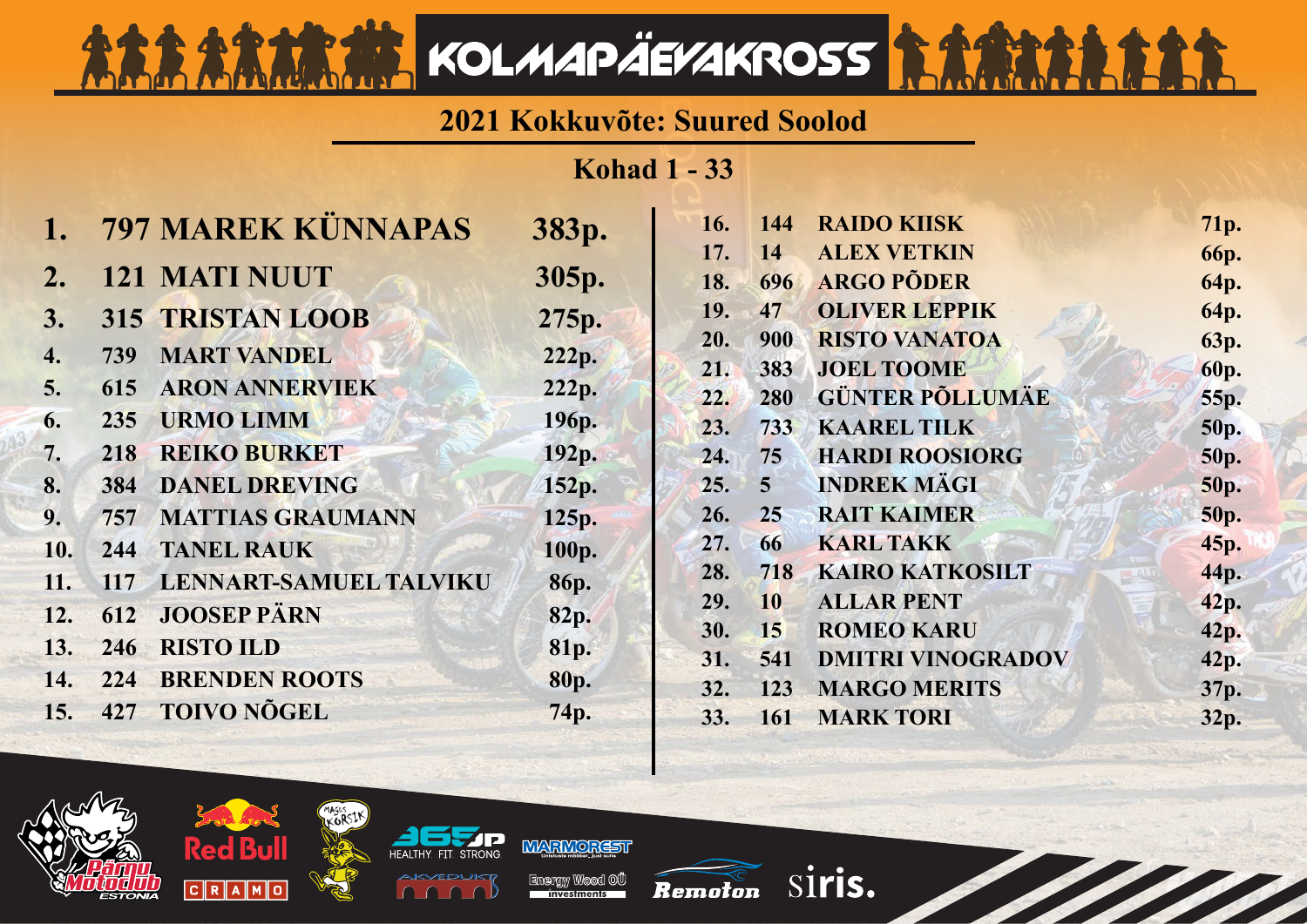# KOLMAPÄEVAKROSS

## 2021 Kokkuvõte: Suured Soolod

### Kohad 1 - 33

| Koht | Nr | Nimi | Punktid |
|---|---|---|---|
| 1. | 797 | MAREK KÜNNAPAS | 383p. |
| 2. | 121 | MATI NUUT | 305p. |
| 3. | 315 | TRISTAN LOOB | 275p. |
| 4. | 739 | MART VANDEL | 222p. |
| 5. | 615 | ARON ANNERVIEK | 222p. |
| 6. | 235 | URMO LIMM | 196p. |
| 7. | 218 | REIKO BURKET | 192p. |
| 8. | 384 | DANEL DREVING | 152p. |
| 9. | 757 | MATTIAS GRAUMANN | 125p. |
| 10. | 244 | TANEL RAUK | 100p. |
| 11. | 117 | LENNART-SAMUEL TALVIKU | 86p. |
| 12. | 612 | JOOSEP PÄRN | 82p. |
| 13. | 246 | RISTO ILD | 81p. |
| 14. | 224 | BRENDEN ROOTS | 80p. |
| 15. | 427 | TOIVO NÕGEL | 74p. |
| 16. | 144 | RAIDO KIISK | 71p. |
| 17. | 14 | ALEX VETKIN | 66p. |
| 18. | 696 | ARGO PÕDER | 64p. |
| 19. | 47 | OLIVER LEPPIK | 64p. |
| 20. | 900 | RISTO VANATOA | 63p. |
| 21. | 383 | JOEL TOOME | 60p. |
| 22. | 280 | GÜNTER PÕLLUMÄE | 55p. |
| 23. | 733 | KAAREL TILK | 50p. |
| 24. | 75 | HARDI ROOSIORG | 50p. |
| 25. | 5 | INDREK MÄGI | 50p. |
| 26. | 25 | RAIT KAIMER | 50p. |
| 27. | 66 | KARL TAKK | 45p. |
| 28. | 718 | KAIRO KATKOSILT | 44p. |
| 29. | 10 | ALLAR PENT | 42p. |
| 30. | 15 | ROMEO KARU | 42p. |
| 31. | 541 | DMITRI VINOGRADOV | 42p. |
| 32. | 123 | MARGO MERITS | 37p. |
| 33. | 161 | MARK TORI | 32p. |

Pärnu Motoclub Estonia · Red Bull · CRAMO · Magus Kõrsik · 365P Healthy. Fit. Strong. · Marmorest · Akvedukt · Energy Wood OÜ Investments · Remoton · siris.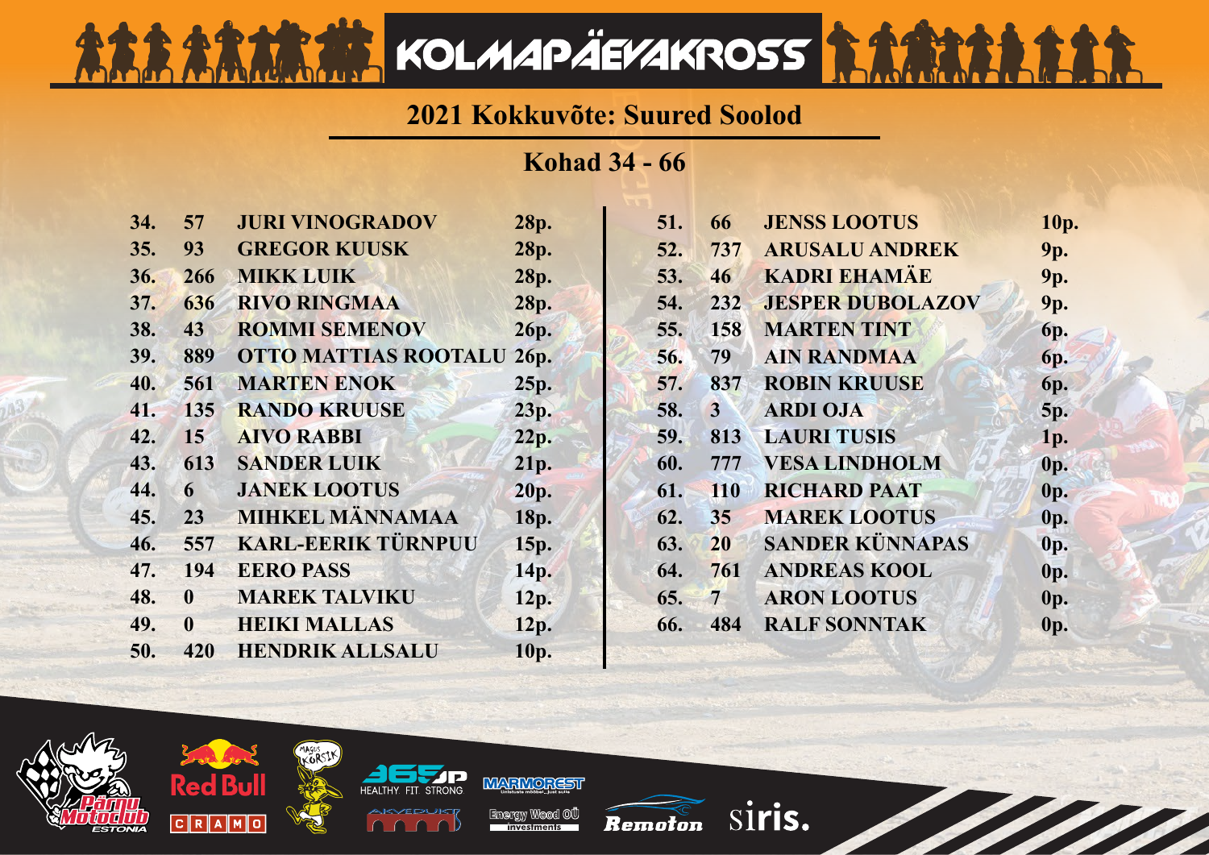# KOLMAPÄEVAKROSS

## 2021 Kokkuvõte: Suured Soolod

### Kohad 34 - 66

| | | | |
|---|---|---|---|
| 34. | 57 | JURI VINOGRADOV | 28p. |
| 35. | 93 | GREGOR KUUSK | 28p. |
| 36. | 266 | MIKK LUIK | 28p. |
| 37. | 636 | RIVO RINGMAA | 28p. |
| 38. | 43 | ROMMI SEMENOV | 26p. |
| 39. | 889 | OTTO MATTIAS ROOTALU | 26p. |
| 40. | 561 | MARTEN ENOK | 25p. |
| 41. | 135 | RANDO KRUUSE | 23p. |
| 42. | 15 | AIVO RABBI | 22p. |
| 43. | 613 | SANDER LUIK | 21p. |
| 44. | 6 | JANEK LOOTUS | 20p. |
| 45. | 23 | MIHKEL MÄNNAMAA | 18p. |
| 46. | 557 | KARL-EERIK TÜRNPUU | 15p. |
| 47. | 194 | EERO PASS | 14p. |
| 48. | 0 | MAREK TALVIKU | 12p. |
| 49. | 0 | HEIKI MALLAS | 12p. |
| 50. | 420 | HENDRIK ALLSALU | 10p. |
| 51. | 66 | JENSS LOOTUS | 10p. |
| 52. | 737 | ARUSALU ANDREK | 9p. |
| 53. | 46 | KADRI EHAMÄE | 9p. |
| 54. | 232 | JESPER DUBOLAZOV | 9p. |
| 55. | 158 | MARTEN TINT | 6p. |
| 56. | 79 | AIN RANDMAA | 6p. |
| 57. | 837 | ROBIN KRUUSE | 6p. |
| 58. | 3 | ARDI OJA | 5p. |
| 59. | 813 | LAURI TUSIS | 1p. |
| 60. | 777 | VESA LINDHOLM | 0p. |
| 61. | 110 | RICHARD PAAT | 0p. |
| 62. | 35 | MAREK LOOTUS | 0p. |
| 63. | 20 | SANDER KÜNNAPAS | 0p. |
| 64. | 761 | ANDREAS KOOL | 0p. |
| 65. | 7 | ARON LOOTUS | 0p. |
| 66. | 484 | RALF SONNTAK | 0p. |